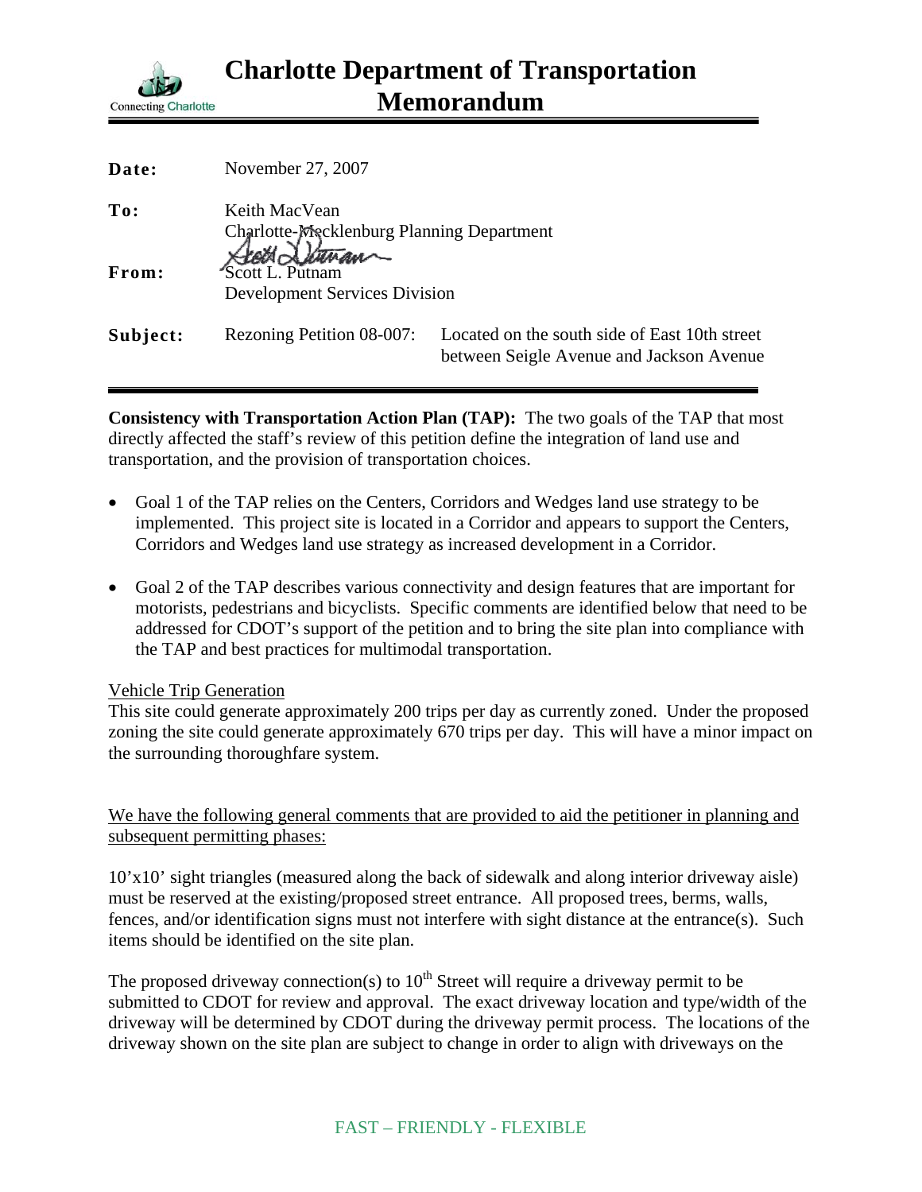# Charlotte Department of Transportation Memorandum

Connecting Charlotte

**Date:** November 27, 2007

**To:** Keith MacVean
Charlotte-Mecklenburg Planning Department

**From:** Scott L. Putnam
Development Services Division

**Subject:** Rezoning Petition 08-007: Located on the south side of East 10th street between Seigle Avenue and Jackson Avenue

---

**Consistency with Transportation Action Plan (TAP):** The two goals of the TAP that most directly affected the staff's review of this petition define the integration of land use and transportation, and the provision of transportation choices.

- Goal 1 of the TAP relies on the Centers, Corridors and Wedges land use strategy to be implemented. This project site is located in a Corridor and appears to support the Centers, Corridors and Wedges land use strategy as increased development in a Corridor.
- Goal 2 of the TAP describes various connectivity and design features that are important for motorists, pedestrians and bicyclists. Specific comments are identified below that need to be addressed for CDOT's support of the petition and to bring the site plan into compliance with the TAP and best practices for multimodal transportation.

<u>Vehicle Trip Generation</u>
This site could generate approximately 200 trips per day as currently zoned. Under the proposed zoning the site could generate approximately 670 trips per day. This will have a minor impact on the surrounding thoroughfare system.

<u>We have the following general comments that are provided to aid the petitioner in planning and subsequent permitting phases:</u>

10'x10' sight triangles (measured along the back of sidewalk and along interior driveway aisle) must be reserved at the existing/proposed street entrance. All proposed trees, berms, walls, fences, and/or identification signs must not interfere with sight distance at the entrance(s). Such items should be identified on the site plan.

The proposed driveway connection(s) to 10th Street will require a driveway permit to be submitted to CDOT for review and approval. The exact driveway location and type/width of the driveway will be determined by CDOT during the driveway permit process. The locations of the driveway shown on the site plan are subject to change in order to align with driveways on the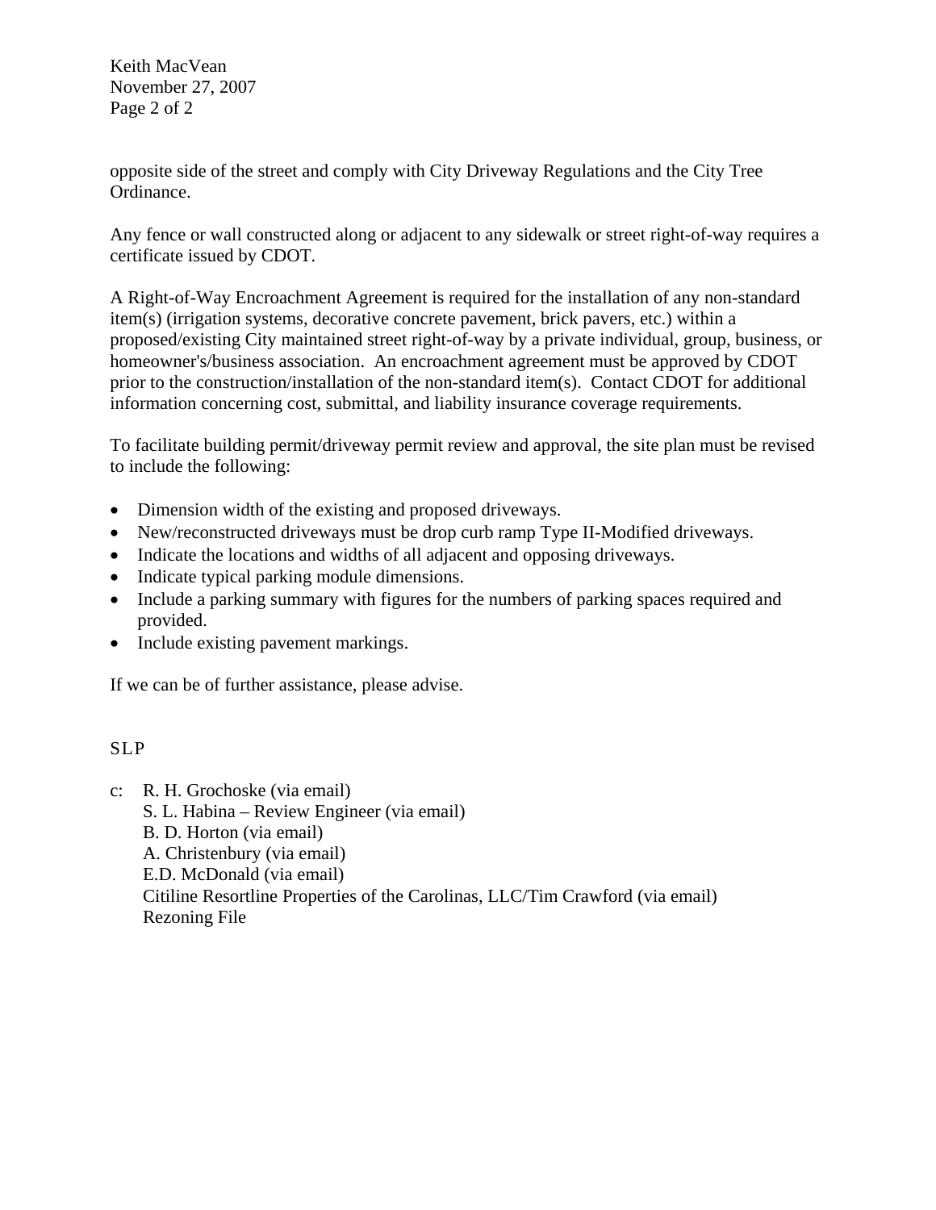opposite side of the street and comply with City Driveway Regulations and the City Tree Ordinance.

Any fence or wall constructed along or adjacent to any sidewalk or street right-of-way requires a certificate issued by CDOT.

A Right-of-Way Encroachment Agreement is required for the installation of any non-standard item(s) (irrigation systems, decorative concrete pavement, brick pavers, etc.) within a proposed/existing City maintained street right-of-way by a private individual, group, business, or homeowner's/business association. An encroachment agreement must be approved by CDOT prior to the construction/installation of the non-standard item(s). Contact CDOT for additional information concerning cost, submittal, and liability insurance coverage requirements.

To facilitate building permit/driveway permit review and approval, the site plan must be revised to include the following:

- Dimension width of the existing and proposed driveways.
- New/reconstructed driveways must be drop curb ramp Type II-Modified driveways.
- Indicate the locations and widths of all adjacent and opposing driveways.
- Indicate typical parking module dimensions.
- Include a parking summary with figures for the numbers of parking spaces required and provided.
- Include existing pavement markings.

If we can be of further assistance, please advise.

SLP

c: R. H. Grochoske (via email)
S. L. Habina – Review Engineer (via email)
B. D. Horton (via email)
A. Christenbury (via email)
E.D. McDonald (via email)
Citiline Resortline Properties of the Carolinas, LLC/Tim Crawford (via email)
Rezoning File